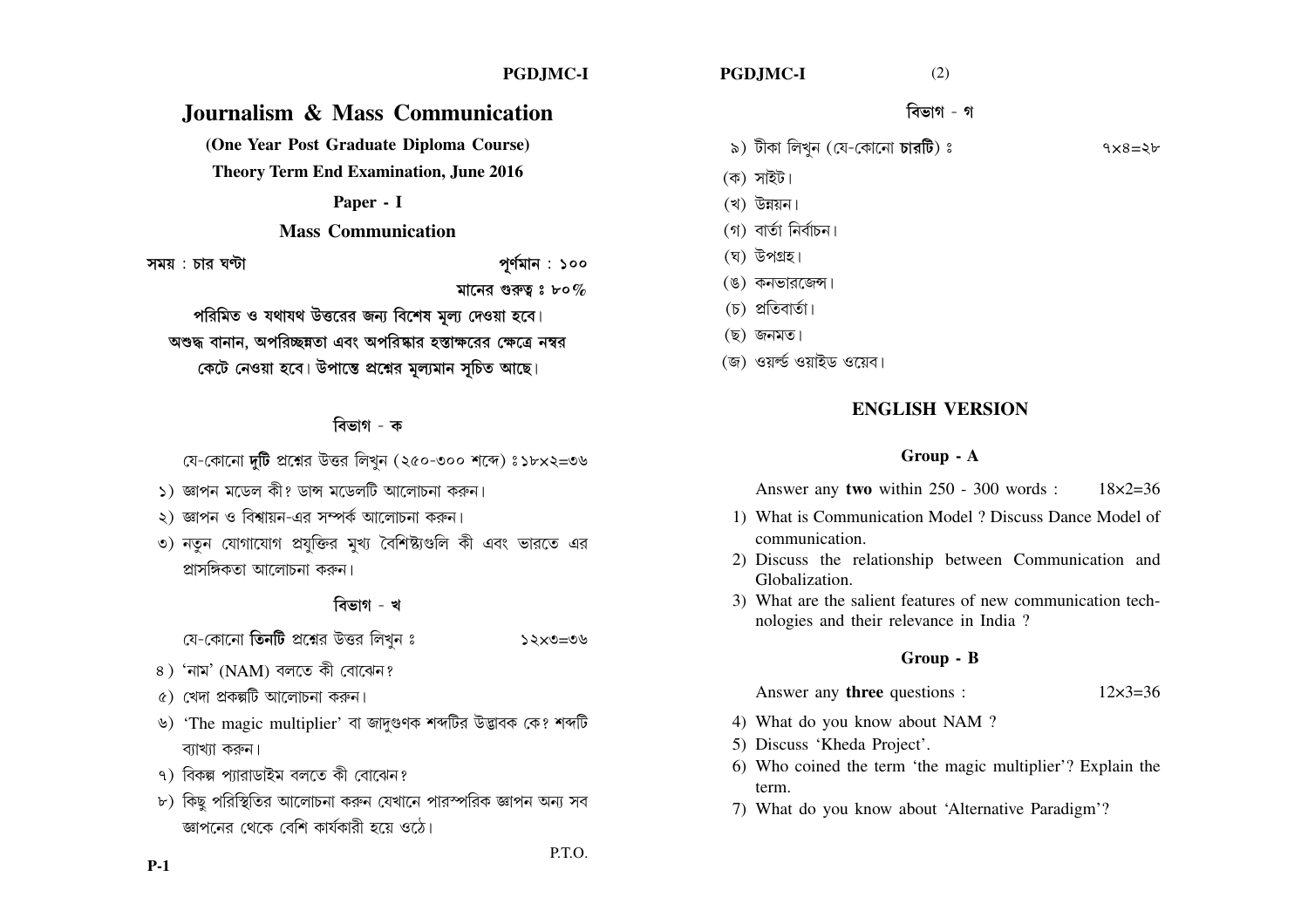# Journalism & Mass Communication

**(One Year Post Graduate Diploma Course)**

**Theory Term End Examination, June 2016**

**Paper - I**

**Mass Communication**

সময় : চার ঘণ্টা পূর্ণমান : ১০০

মানের গুরুত্ব ঃ ৮০%

**পরিমিত ও যথাযথ উত্তরের জন্য বিশেষ মূল্য দেওয়া হবে।**
**অশুদ্ধ বানান, অপরিচ্ছন্নতা এবং অপরিষ্কার হস্তাক্ষরের ক্ষেত্রে নম্বর কেটে নেওয়া হবে। উপান্তে প্রশ্নের মূল্যমান সূচিত আছে।**

## বিভাগ - ক

যে-কোনো **দুটি** প্রশ্নের উত্তর লিখুন (২৫০-৩০০ শব্দে) ঃ১৮×২=৩৬

১) জ্ঞাপন মডেল কী? ডান্স মডেলটি আলোচনা করুন।

২) জ্ঞাপন ও বিশ্বায়ন-এর সম্পর্ক আলোচনা করুন।

৩) নতুন যোগাযোগ প্রযুক্তির মুখ্য বৈশিষ্ট্যগুলি কী এবং ভারতে এর প্রাসঙ্গিকতা আলোচনা করুন।

## বিভাগ - খ

যে-কোনো **তিনটি** প্রশ্নের উত্তর লিখুন ঃ ১২×৩=৩৬

৪) 'নাম' (NAM) বলতে কী বোঝেন?

৫) খেদা প্রকল্পটি আলোচনা করুন।

৬) 'The magic multiplier' বা জাদুগুণক শব্দটির উদ্ভাবক কে? শব্দটি ব্যাখ্যা করুন।

৭) বিকল্প প্যারাডাইম বলতে কী বোঝেন?

৮) কিছু পরিস্থিতির আলোচনা করুন যেখানে পারস্পরিক জ্ঞাপন অন্য সব জ্ঞাপনের থেকে বেশি কার্যকারী হয়ে ওঠে।

P.T.O.

## বিভাগ - গ

৯) টীকা লিখুন (যে-কোনো **চারটি**) ঃ ৭×৪=২৮

(ক) সাইট।

(খ) উন্নয়ন।

(গ) বার্তা নির্বাচন।

(ঘ) উপগ্রহ।

(ঙ) কনভারজেন্স।

(চ) প্রতিবার্তা।

(ছ) জনমত।

(জ) ওয়ার্ল্ড ওয়াইড ওয়েব।

## ENGLISH VERSION

### Group - A

Answer any **two** within 250 - 300 words : 18×2=36

1) What is Communication Model ? Discuss Dance Model of communication.

2) Discuss the relationship between Communication and Globalization.

3) What are the salient features of new communication technologies and their relevance in India ?

### Group - B

Answer any **three** questions : 12×3=36

4) What do you know about NAM ?

5) Discuss 'Kheda Project'.

6) Who coined the term 'the magic multiplier'? Explain the term.

7) What do you know about 'Alternative Paradigm'?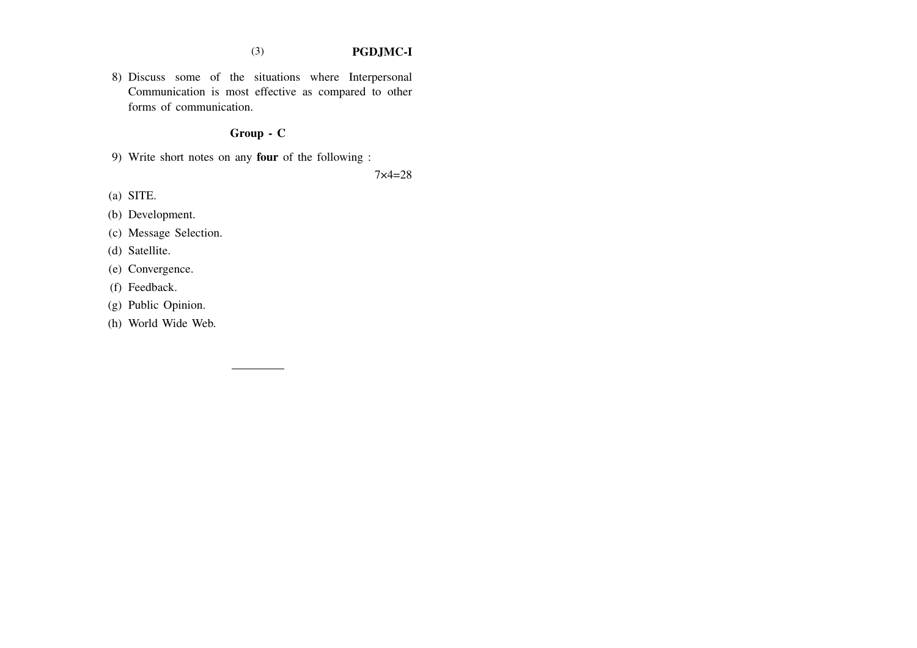8) Discuss some of the situations where Interpersonal Communication is most effective as compared to other forms of communication.

## Group - C

9) Write short notes on any **four** of the following :

7×4=28

(a) SITE.

(b) Development.

(c) Message Selection.

(d) Satellite.

(e) Convergence.

(f) Feedback.

(g) Public Opinion.

(h) World Wide Web.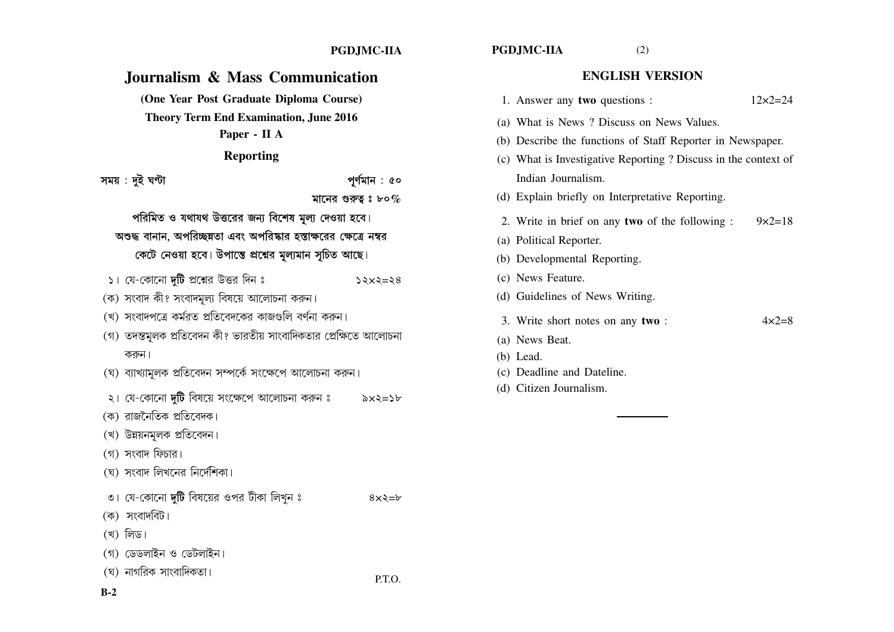# Journalism & Mass Communication

**(One Year Post Graduate Diploma Course)**

**Theory Term End Examination, June 2016**

**Paper - II A**

## Reporting

সময় : দুই ঘণ্টা　　　　　　　　　　　　　　　　পূর্ণমান : ৫০

মানের গুরুত্ব ঃ ৮০%

**পরিমিত ও যথাযথ উত্তরের জন্য বিশেষ মূল্য দেওয়া হবে। অশুদ্ধ বানান, অপরিচ্ছন্নতা এবং অপরিষ্কার হস্তাক্ষরের ক্ষেত্রে নম্বর কেটে নেওয়া হবে। উপান্তে প্রশ্নের মূল্যমান সূচিত আছে।**

১। যে-কোনো **দুটি** প্রশ্নের উত্তর দিন ঃ　　　　　　　　১২×২=২৪

(ক) সংবাদ কী? সংবাদমূল্য বিষয়ে আলোচনা করুন।

(খ) সংবাদপত্রে কর্মরত প্রতিবেদকের কাজগুলি বর্ণনা করুন।

(গ) তদন্তমূলক প্রতিবেদন কী? ভারতীয় সাংবাদিকতার প্রেক্ষিতে আলোচনা করুন।

(ঘ) ব্যাখ্যামূলক প্রতিবেদন সম্পর্কে সংক্ষেপে আলোচনা করুন।

২। যে-কোনো **দুটি** বিষয়ে সংক্ষেপে আলোচনা করুন ঃ　　　　৯×২=১৮

(ক) রাজনৈতিক প্রতিবেদক।

(খ) উন্নয়নমূলক প্রতিবেদন।

(গ) সংবাদ ফিচার।

(ঘ) সংবাদ লিখনের নির্দেশিকা।

৩। যে-কোনো **দুটি** বিষয়ের ওপর টীকা লিখুন ঃ　　　　　　৪×২=৮

(ক) সংবাদবিট।

(খ) লিড।

(গ) ডেডলাইন ও ডেটলাইন।

(ঘ) নাগরিক সাংবাদিকতা।

P.T.O.

## ENGLISH VERSION

1. Answer any **two** questions :　　　　　　　　12×2=24

(a) What is News ? Discuss on News Values.

(b) Describe the functions of Staff Reporter in Newspaper.

(c) What is Investigative Reporting ? Discuss in the context of Indian Journalism.

(d) Explain briefly on Interpretative Reporting.

2. Write in brief on any **two** of the following :　　　　9×2=18

(a) Political Reporter.

(b) Developmental Reporting.

(c) News Feature.

(d) Guidelines of News Writing.

3. Write short notes on any **two** :　　　　　　　　4×2=8

(a) News Beat.

(b) Lead.

(c) Deadline and Dateline.

(d) Citizen Journalism.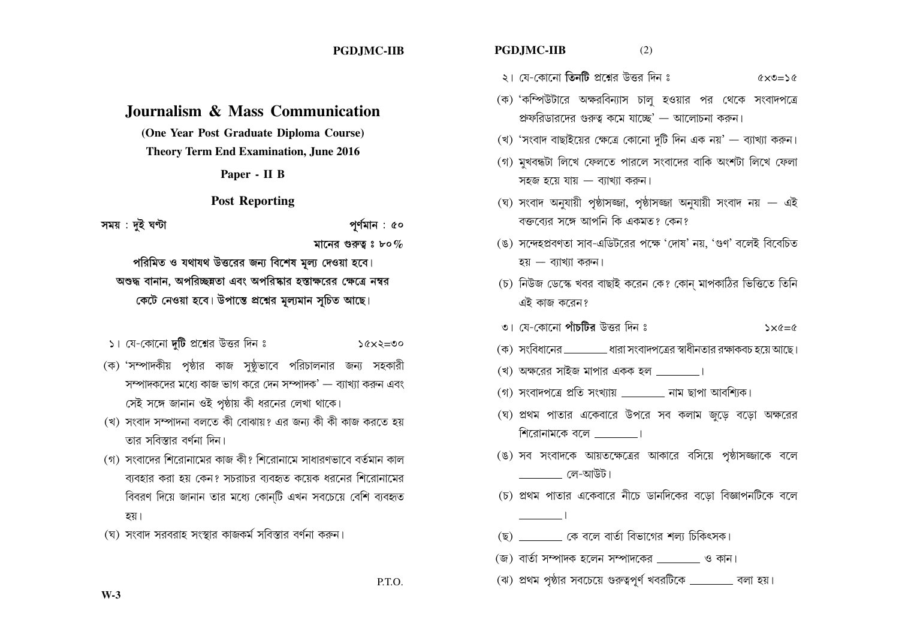# Journalism & Mass Communication

**(One Year Post Graduate Diploma Course)**

**Theory Term End Examination, June 2016**

**Paper - II B**

**Post Reporting**

**সময় : দুই ঘণ্টা** **পূর্ণমান : ৫০**

**মানের গুরুত্ব ঃ ৮০%**

**পরিমিত ও যথাযথ উত্তরের জন্য বিশেষ মূল্য দেওয়া হবে। অশুদ্ধ বানান, অপরিচ্ছন্নতা এবং অপরিষ্কার হস্তাক্ষরের ক্ষেত্রে নম্বর কেটে নেওয়া হবে। উপান্তে প্রশ্নের মূল্যমান সূচিত আছে।**

১। যে-কোনো **দুটি** প্রশ্নের উত্তর দিন ঃ ১৫×২=৩০

(ক) 'সম্পাদকীয় পৃষ্ঠার কাজ সুষ্ঠুভাবে পরিচালনার জন্য সহকারী সম্পাদকদের মধ্যে কাজ ভাগ করে দেন সম্পাদক' — ব্যাখ্যা করুন এবং সেই সঙ্গে জানান ওই পৃষ্ঠায় কী ধরনের লেখা থাকে।

(খ) সংবাদ সম্পাদনা বলতে কী বোঝায়? এর জন্য কী কী কাজ করতে হয় তার সবিস্তার বর্ণনা দিন।

(গ) সংবাদের শিরোনামের কাজ কী? শিরোনামে সাধারণভাবে বর্তমান কাল ব্যবহার করা হয় কেন? সচরাচর ব্যবহৃত কয়েক ধরনের শিরোনামের বিবরণ দিয়ে জানান তার মধ্যে কোন্‌টি এখন সবচেয়ে বেশি ব্যবহৃত হয়।

(ঘ) সংবাদ সরবরাহ সংস্থার কাজকর্ম সবিস্তার বর্ণনা করুন।

২। যে-কোনো **তিনটি** প্রশ্নের উত্তর দিন ঃ ৫×৩=১৫

(ক) 'কম্পিউটারে অক্ষরবিন্যাস চালু হওয়ার পর থেকে সংবাদপত্রে প্রুফরিডারদের গুরুত্ব কমে যাচ্ছে' — আলোচনা করুন।

(খ) 'সংবাদ বাছাইয়ের ক্ষেত্রে কোনো দুটি দিন এক নয়' — ব্যাখ্যা করুন।

(গ) মুখবন্ধটা লিখে ফেলতে পারলে সংবাদের বাকি অংশটা লিখে ফেলা সহজ হয়ে যায় — ব্যাখ্যা করুন।

(ঘ) সংবাদ অনুযায়ী পৃষ্ঠাসজ্জা, পৃষ্ঠাসজ্জা অনুযায়ী সংবাদ নয় — এই বক্তব্যের সঙ্গে আপনি কি একমত? কেন?

(ঙ) সন্দেহপ্রবণতা সাব-এডিটরের পক্ষে 'দোষ' নয়, 'গুণ' বলেই বিবেচিত হয় — ব্যাখ্যা করুন।

(চ) নিউজ ডেস্কে খবর বাছাই করেন কে? কোন্ মাপকাঠির ভিত্তিতে তিনি এই কাজ করেন?

৩। যে-কোনো **পাঁচটির** উত্তর দিন ঃ ১×৫=৫

(ক) সংবিধানের ________ ধারা সংবাদপত্রের স্বাধীনতার রক্ষাকবচ হয়ে আছে।

(খ) অক্ষরের সাইজ মাপার একক হল ________।

(গ) সংবাদপত্রে প্রতি সংখ্যায় ________ নাম ছাপা আবশ্যিক।

(ঘ) প্রথম পাতার একেবারে উপরে সব কলাম জুড়ে বড়ো অক্ষরের শিরোনামকে বলে ________।

(ঙ) সব সংবাদকে আয়তক্ষেত্রের আকারে বসিয়ে পৃষ্ঠাসজ্জাকে বলে ________ লে-আউট।

(চ) প্রথম পাতার একেবারে নীচে ডানদিকের বড়ো বিজ্ঞাপনটিকে বলে ________।

(ছ) ________ কে বলে বার্তা বিভাগের শল্য চিকিৎসক।

(জ) বার্তা সম্পাদক হলেন সম্পাদকের ________ ও কান।

(ঝ) প্রথম পৃষ্ঠার সবচেয়ে গুরুত্বপূর্ণ খবরটিকে ________ বলা হয়।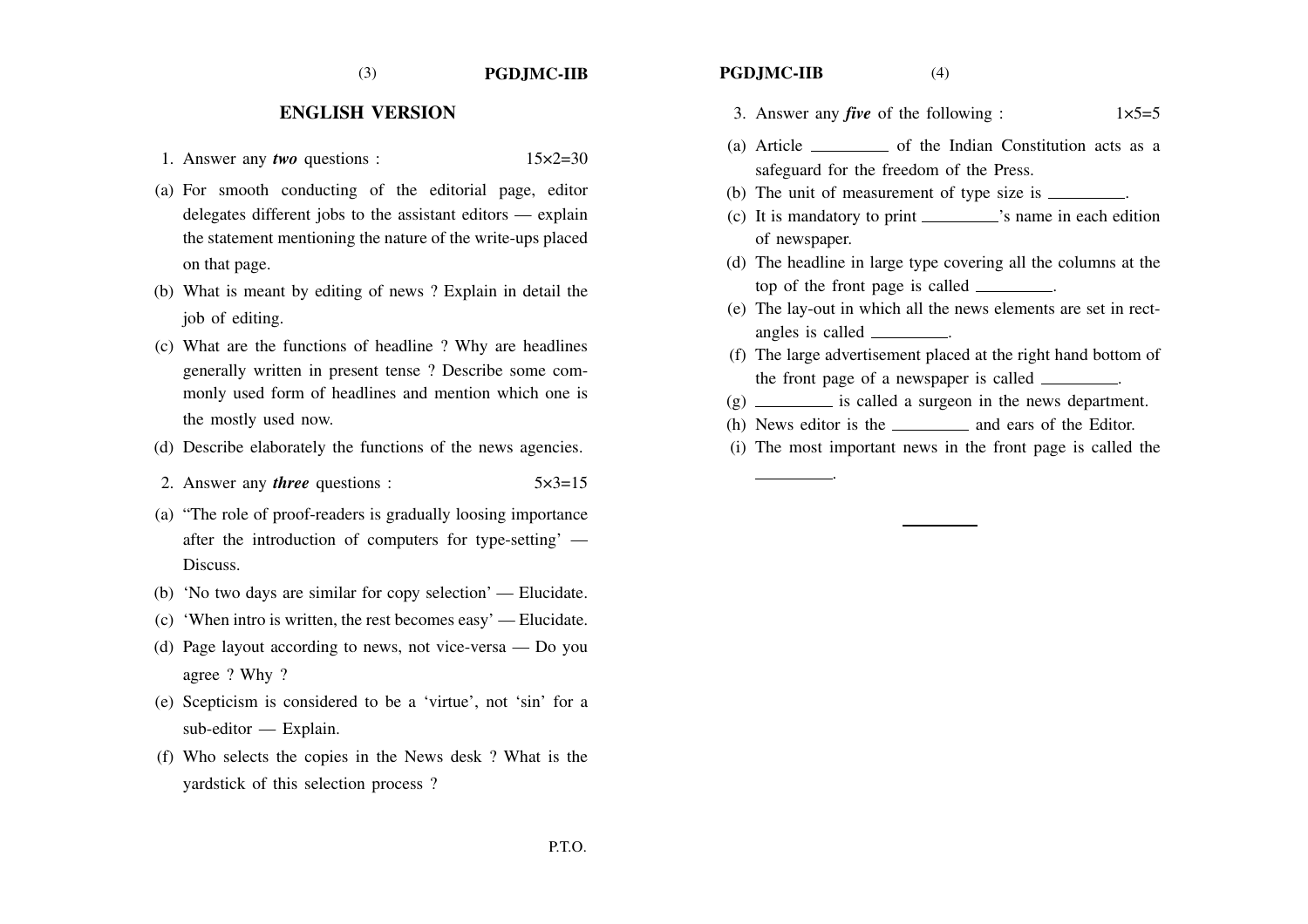## ENGLISH VERSION

1. Answer any ***two*** questions : 15×2=30

(a) For smooth conducting of the editorial page, editor delegates different jobs to the assistant editors — explain the statement mentioning the nature of the write-ups placed on that page.

(b) What is meant by editing of news ? Explain in detail the job of editing.

(c) What are the functions of headline ? Why are headlines generally written in present tense ? Describe some commonly used form of headlines and mention which one is the mostly used now.

(d) Describe elaborately the functions of the news agencies.

2. Answer any ***three*** questions : 5×3=15

(a) "The role of proof-readers is gradually loosing importance after the introduction of computers for type-setting' — Discuss.

(b) 'No two days are similar for copy selection' — Elucidate.

(c) 'When intro is written, the rest becomes easy' — Elucidate.

(d) Page layout according to news, not vice-versa — Do you agree ? Why ?

(e) Scepticism is considered to be a 'virtue', not 'sin' for a sub-editor — Explain.

(f) Who selects the copies in the News desk ? What is the yardstick of this selection process ?

3. Answer any ***five*** of the following : 1×5=5

(a) Article _________ of the Indian Constitution acts as a safeguard for the freedom of the Press.

(b) The unit of measurement of type size is _________.

(c) It is mandatory to print _________'s name in each edition of newspaper.

(d) The headline in large type covering all the columns at the top of the front page is called _________.

(e) The lay-out in which all the news elements are set in rectangles is called _________.

(f) The large advertisement placed at the right hand bottom of the front page of a newspaper is called _________.

(g) _________ is called a surgeon in the news department.

(h) News editor is the _________ and ears of the Editor.

(i) The most important news in the front page is called the _________.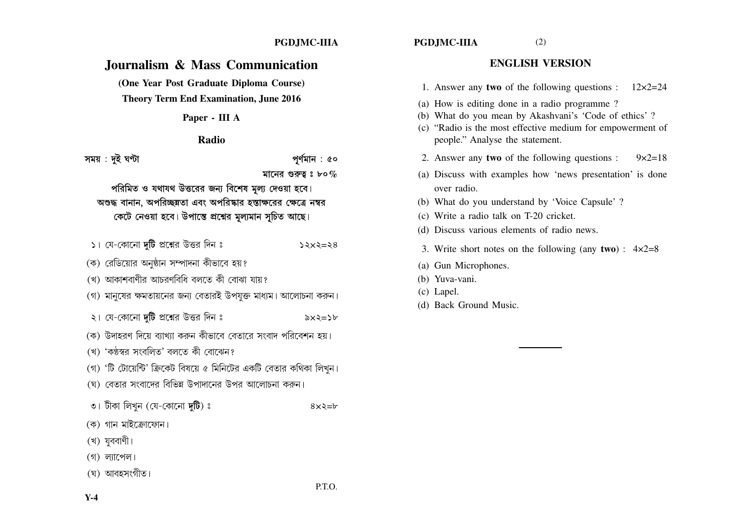# Journalism & Mass Communication

**(One Year Post Graduate Diploma Course)**

**Theory Term End Examination, June 2016**

**Paper - III A**

## Radio

**সময় : দুই ঘণ্টা** **পূর্ণমান : ৫০**

**মানের গুরুত্ব ঃ ৮০%**

**পরিমিত ও যথাযথ উত্তরের জন্য বিশেষ মূল্য দেওয়া হবে। অশুদ্ধ বানান, অপরিচ্ছন্নতা এবং অপরিষ্কার হস্তাক্ষরের ক্ষেত্রে নম্বর কেটে নেওয়া হবে। উপান্তে প্রশ্নের মূল্যমান সূচিত আছে।**

১। যে-কোনো **দুটি** প্রশ্নের উত্তর দিন ঃ ১২×২=২৪

(ক) রেডিয়োর অনুষ্ঠান সম্পাদনা কীভাবে হয়?

(খ) আকাশবাণীর আচরণবিধি বলতে কী বোঝা যায়?

(গ) মানুষের ক্ষমতায়নের জন্য বেতারই উপযুক্ত মাধ্যম। আলোচনা করুন।

২। যে-কোনো **দুটি** প্রশ্নের উত্তর দিন ঃ ৯×২=১৮

(ক) উদাহরণ দিয়ে ব্যাখ্যা করুন কীভাবে বেতারে সংবাদ পরিবেশন হয়।

(খ) 'কণ্ঠস্বর সংবলিত' বলতে কী বোঝেন?

(গ) 'টি টোয়েন্টি' ক্রিকেট বিষয়ে ৫ মিনিটের একটি বেতার কথিকা লিখুন।

(ঘ) বেতার সংবাদের বিভিন্ন উপাদানের উপর আলোচনা করুন।

৩। টীকা লিখুন (যে-কোনো **দুটি**) ঃ ৪×২=৮

(ক) গান মাইক্রোফোন।

(খ) যুববাণী।

(গ) ল্যাপেল।

(ঘ) আবহসংগীত।

P.T.O.

Y-4

## ENGLISH VERSION

1. Answer any **two** of the following questions : 12×2=24

(a) How is editing done in a radio programme ?

(b) What do you mean by Akashvani's 'Code of ethics' ?

(c) "Radio is the most effective medium for empowerment of people." Analyse the statement.

2. Answer any **two** of the following questions : 9×2=18

(a) Discuss with examples how 'news presentation' is done over radio.

(b) What do you understand by 'Voice Capsule' ?

(c) Write a radio talk on T-20 cricket.

(d) Discuss various elements of radio news.

3. Write short notes on the following (any **two**) : 4×2=8

(a) Gun Microphones.

(b) Yuva-vani.

(c) Lapel.

(d) Back Ground Music.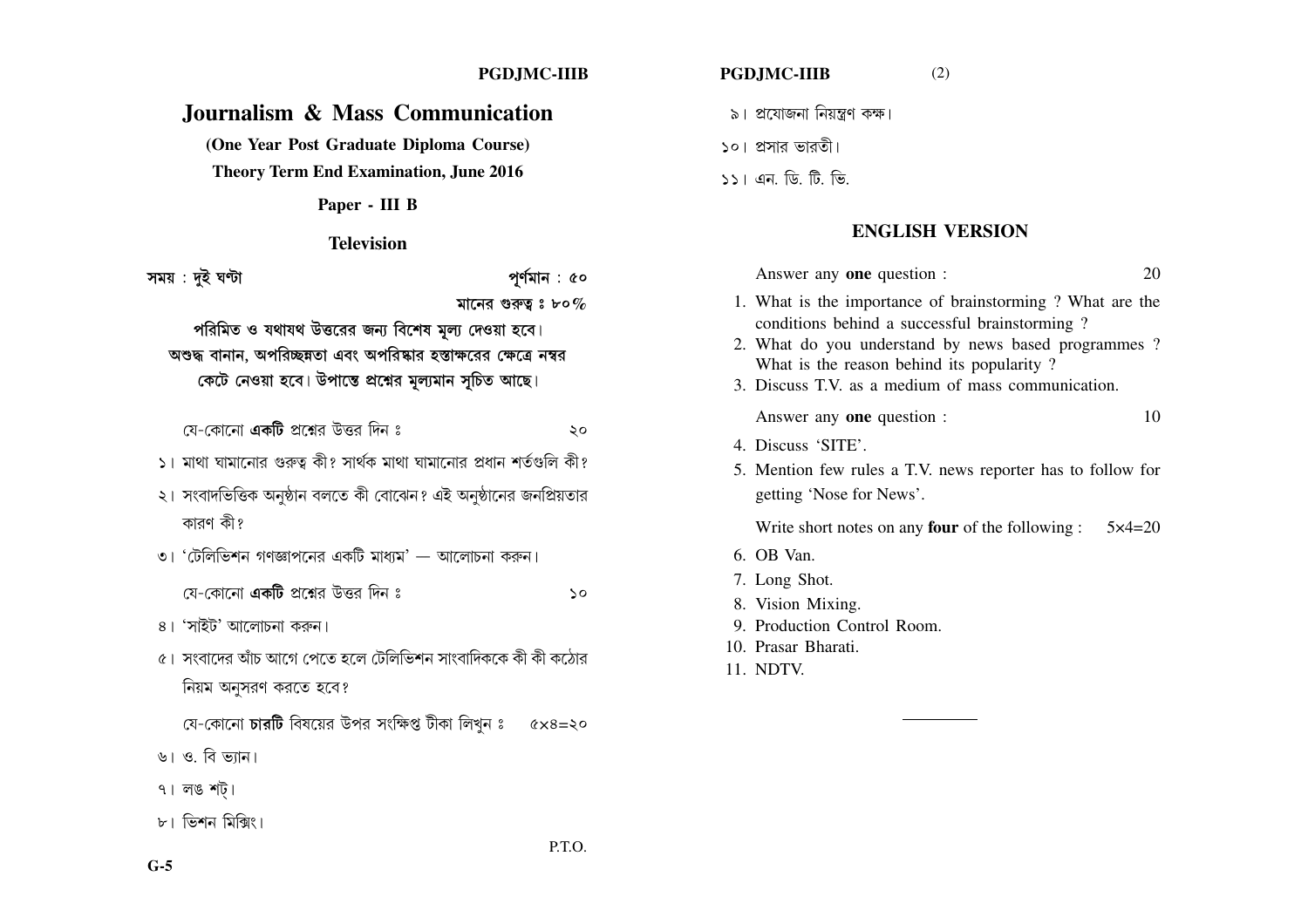# Journalism & Mass Communication

**(One Year Post Graduate Diploma Course)**

**Theory Term End Examination, June 2016**

**Paper - III B**

## Television

**সময় : দুই ঘণ্টা** **পূর্ণমান : ৫০**

**মানের গুরুত্ব ঃ ৮০%**

**পরিমিত ও যথাযথ উত্তরের জন্য বিশেষ মূল্য দেওয়া হবে। অশুদ্ধ বানান, অপরিচ্ছন্নতা এবং অপরিষ্কার হস্তাক্ষরের ক্ষেত্রে নম্বর কেটে নেওয়া হবে। উপান্তে প্রশ্নের মূল্যমান সূচিত আছে।**

যে-কোনো **একটি** প্রশ্নের উত্তর দিন ঃ ২০

১। মাথা ঘামানোর গুরুত্ব কী? সার্থক মাথা ঘামানোর প্রধান শর্তগুলি কী?

২। সংবাদভিত্তিক অনুষ্ঠান বলতে কী বোঝেন? এই অনুষ্ঠানের জনপ্রিয়তার কারণ কী?

৩। 'টেলিভিশন গণজ্ঞাপনের একটি মাধ্যম' — আলোচনা করুন।

যে-কোনো **একটি** প্রশ্নের উত্তর দিন ঃ ১০

৪। 'সাইট' আলোচনা করুন।

৫। সংবাদের আঁচ আগে পেতে হলে টেলিভিশন সাংবাদিককে কী কী কঠোর নিয়ম অনুসরণ করতে হবে?

যে-কোনো **চারটি** বিষয়ের উপর সংক্ষিপ্ত টীকা লিখুন ঃ ৫×৪=২০

৬। ও. বি ভ্যান।

৭। লঙ শট্।

৮। ভিশন মিক্সিং।

৯। প্রযোজনা নিয়ন্ত্রণ কক্ষ।

১০। প্রসার ভারতী।

১১। এন. ডি. টি. ভি.

## ENGLISH VERSION

Answer any **one** question : 20

1. What is the importance of brainstorming ? What are the conditions behind a successful brainstorming ?
2. What do you understand by news based programmes ? What is the reason behind its popularity ?
3. Discuss T.V. as a medium of mass communication.

Answer any **one** question : 10

4. Discuss 'SITE'.
5. Mention few rules a T.V. news reporter has to follow for getting 'Nose for News'.

Write short notes on any **four** of the following : 5×4=20

6. OB Van.
7. Long Shot.
8. Vision Mixing.
9. Production Control Room.
10. Prasar Bharati.
11. NDTV.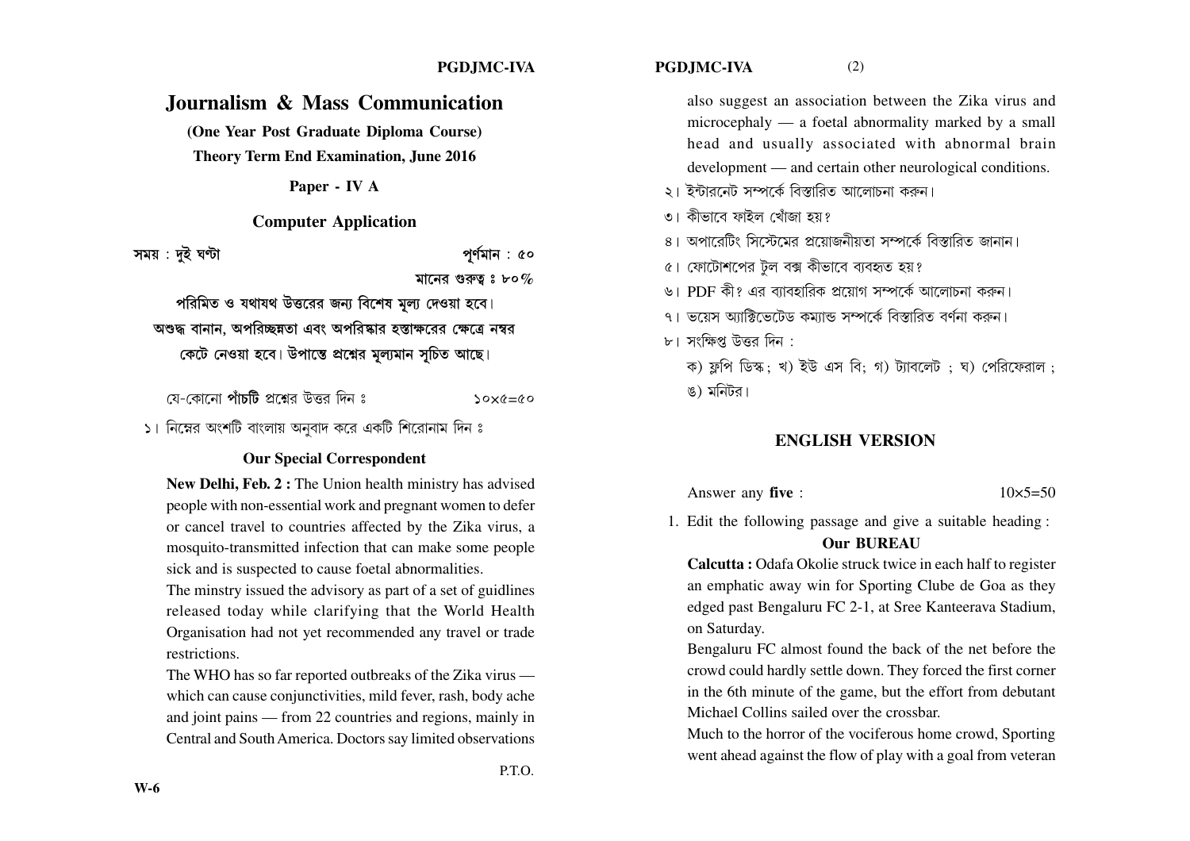# Journalism & Mass Communication

**(One Year Post Graduate Diploma Course)**

**Theory Term End Examination, June 2016**

**Paper - IV A**

## Computer Application

**সময় : দুই ঘণ্টা** **পূর্ণমান : ৫০**

**মানের গুরুত্ব ঃ ৮০%**

**পরিমিত ও যথাযথ উত্তরের জন্য বিশেষ মূল্য দেওয়া হবে।**
**অশুদ্ধ বানান, অপরিচ্ছন্নতা এবং অপরিষ্কার হস্তাক্ষরের ক্ষেত্রে নম্বর কেটে নেওয়া হবে। উপান্তে প্রশ্নের মূল্যমান সূচিত আছে।**

যে-কোনো **পাঁচটি** প্রশ্নের উত্তর দিন ঃ ১০×৫=৫০

১। নিম্নের অংশটি বাংলায় অনুবাদ করে একটি শিরোনাম দিন ঃ

**Our Special Correspondent**

**New Delhi, Feb. 2 :** The Union health ministry has advised people with non-essential work and pregnant women to defer or cancel travel to countries affected by the Zika virus, a mosquito-transmitted infection that can make some people sick and is suspected to cause foetal abnormalities.

The minstry issued the advisory as part of a set of guidlines released today while clarifying that the World Health Organisation had not yet recommended any travel or trade restrictions.

The WHO has so far reported outbreaks of the Zika virus — which can cause conjunctivities, mild fever, rash, body ache and joint pains — from 22 countries and regions, mainly in Central and South America. Doctors say limited observations also suggest an association between the Zika virus and microcephaly — a foetal abnormality marked by a small head and usually associated with abnormal brain development — and certain other neurological conditions.

২। ইন্টারনেট সম্পর্কে বিস্তারিত আলোচনা করুন।

৩। কীভাবে ফাইল খোঁজা হয়?

৪। অপারেটিং সিস্টেমের প্রয়োজনীয়তা সম্পর্কে বিস্তারিত জানান।

৫। ফোটোশপের টুল বক্স কীভাবে ব্যবহৃত হয়?

৬। PDF কী? এর ব্যাবহারিক প্রয়োগ সম্পর্কে আলোচনা করুন।

৭। ভয়েস অ্যাক্টিভেটেড কম্যান্ড সম্পর্কে বিস্তারিত বর্ণনা করুন।

৮। সংক্ষিপ্ত উত্তর দিন :

ক) ফ্লপি ডিস্ক; খ) ইউ এস বি; গ) ট্যাবলেট ; ঘ) পেরিফেরাল ; ঙ) মনিটর।

## ENGLISH VERSION

Answer any **five** : 10×5=50

1. Edit the following passage and give a suitable heading :

**Our BUREAU**

**Calcutta :** Odafa Okolie struck twice in each half to register an emphatic away win for Sporting Clube de Goa as they edged past Bengaluru FC 2-1, at Sree Kanteerava Stadium, on Saturday.

Bengaluru FC almost found the back of the net before the crowd could hardly settle down. They forced the first corner in the 6th minute of the game, but the effort from debutant Michael Collins sailed over the crossbar.

Much to the horror of the vociferous home crowd, Sporting went ahead against the flow of play with a goal from veteran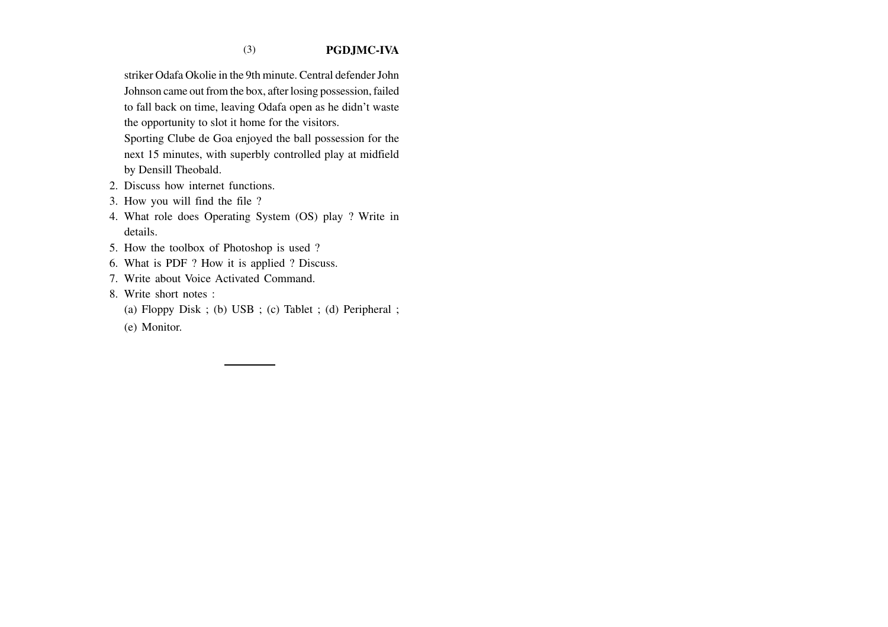striker Odafa Okolie in the 9th minute. Central defender John Johnson came out from the box, after losing possession, failed to fall back on time, leaving Odafa open as he didn't waste the opportunity to slot it home for the visitors.

Sporting Clube de Goa enjoyed the ball possession for the next 15 minutes, with superbly controlled play at midfield by Densill Theobald.

2. Discuss how internet functions.
3. How you will find the file ?
4. What role does Operating System (OS) play ? Write in details.
5. How the toolbox of Photoshop is used ?
6. What is PDF ? How it is applied ? Discuss.
7. Write about Voice Activated Command.
8. Write short notes :

   (a) Floppy Disk ; (b) USB ; (c) Tablet ; (d) Peripheral ; (e) Monitor.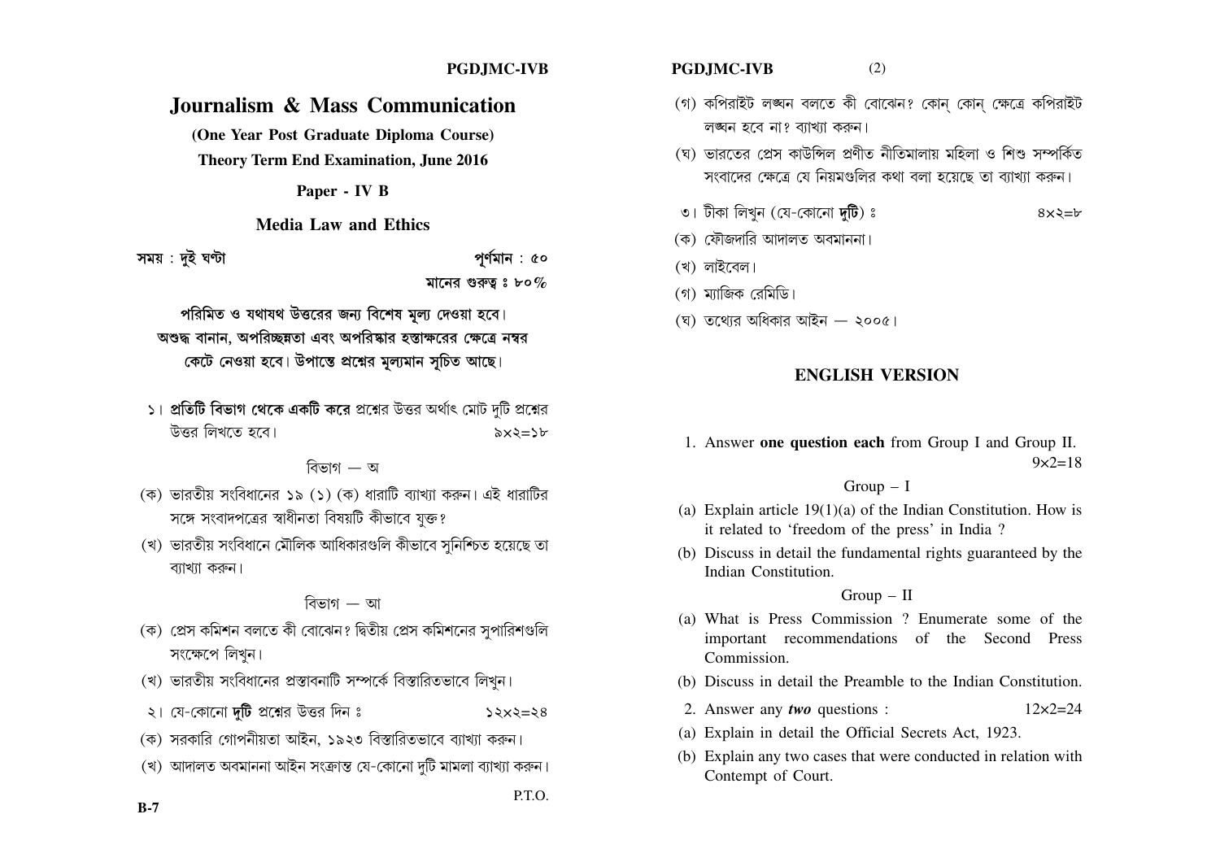# Journalism & Mass Communication

**(One Year Post Graduate Diploma Course)**

**Theory Term End Examination, June 2016**

**Paper - IV B**

## Media Law and Ethics

**সময় : দুই ঘণ্টা** **পূর্ণমান : ৫০**

**মানের গুরুত্ব ঃ ৮০%**

**পরিমিত ও যথাযথ উত্তরের জন্য বিশেষ মূল্য দেওয়া হবে। অশুদ্ধ বানান, অপরিচ্ছন্নতা এবং অপরিষ্কার হস্তাক্ষরের ক্ষেত্রে নম্বর কেটে নেওয়া হবে। উপান্তে প্রশ্নের মূল্যমান সূচিত আছে।**

১। **প্রতিটি বিভাগ থেকে একটি করে** প্রশ্নের উত্তর অর্থাৎ মোট দুটি প্রশ্নের উত্তর লিখতে হবে। ৯×২=১৮

বিভাগ — অ

(ক) ভারতীয় সংবিধানের ১৯ (১) (ক) ধারাটি ব্যাখ্যা করুন। এই ধারাটির সঙ্গে সংবাদপত্রের স্বাধীনতা বিষয়টি কীভাবে যুক্ত?

(খ) ভারতীয় সংবিধানে মৌলিক আধিকারগুলি কীভাবে সুনিশ্চিত হয়েছে তা ব্যাখ্যা করুন।

বিভাগ — আ

(ক) প্রেস কমিশন বলতে কী বোঝেন? দ্বিতীয় প্রেস কমিশনের সুপারিশগুলি সংক্ষেপে লিখুন।

(খ) ভারতীয় সংবিধানের প্রস্তাবনাটি সম্পর্কে বিস্তারিতভাবে লিখুন।

২। যে-কোনো **দুটি** প্রশ্নের উত্তর দিন ঃ ১২×২=২৪

(ক) সরকারি গোপনীয়তা আইন, ১৯২৩ বিস্তারিতভাবে ব্যাখ্যা করুন।

(খ) আদালত অবমাননা আইন সংক্রান্ত যে-কোনো দুটি মামলা ব্যাখ্যা করুন।

P.T.O.

(গ) কপিরাইট লঙ্ঘন বলতে কী বোঝেন? কোন্ কোন্ ক্ষেত্রে কপিরাইট লঙ্ঘন হবে না? ব্যাখ্যা করুন।

(ঘ) ভারতের প্রেস কাউন্সিল প্রণীত নীতিমালায় মহিলা ও শিশু সম্পর্কিত সংবাদের ক্ষেত্রে যে নিয়মগুলির কথা বলা হয়েছে তা ব্যাখ্যা করুন।

৩। টীকা লিখুন (যে-কোনো **দুটি**) ঃ ৪×২=৮

(ক) ফৌজদারি আদালত অবমাননা।

(খ) লাইবেল।

(গ) ম্যাজিক রেমিডি।

(ঘ) তথ্যের অধিকার আইন — ২০০৫।

## ENGLISH VERSION

1. Answer **one question each** from Group I and Group II. 9×2=18

Group – I

(a) Explain article 19(1)(a) of the Indian Constitution. How is it related to 'freedom of the press' in India ?

(b) Discuss in detail the fundamental rights guaranteed by the Indian Constitution.

Group – II

(a) What is Press Commission ? Enumerate some of the important recommendations of the Second Press Commission.

(b) Discuss in detail the Preamble to the Indian Constitution.

2. Answer any ***two*** questions : 12×2=24

(a) Explain in detail the Official Secrets Act, 1923.

(b) Explain any two cases that were conducted in relation with Contempt of Court.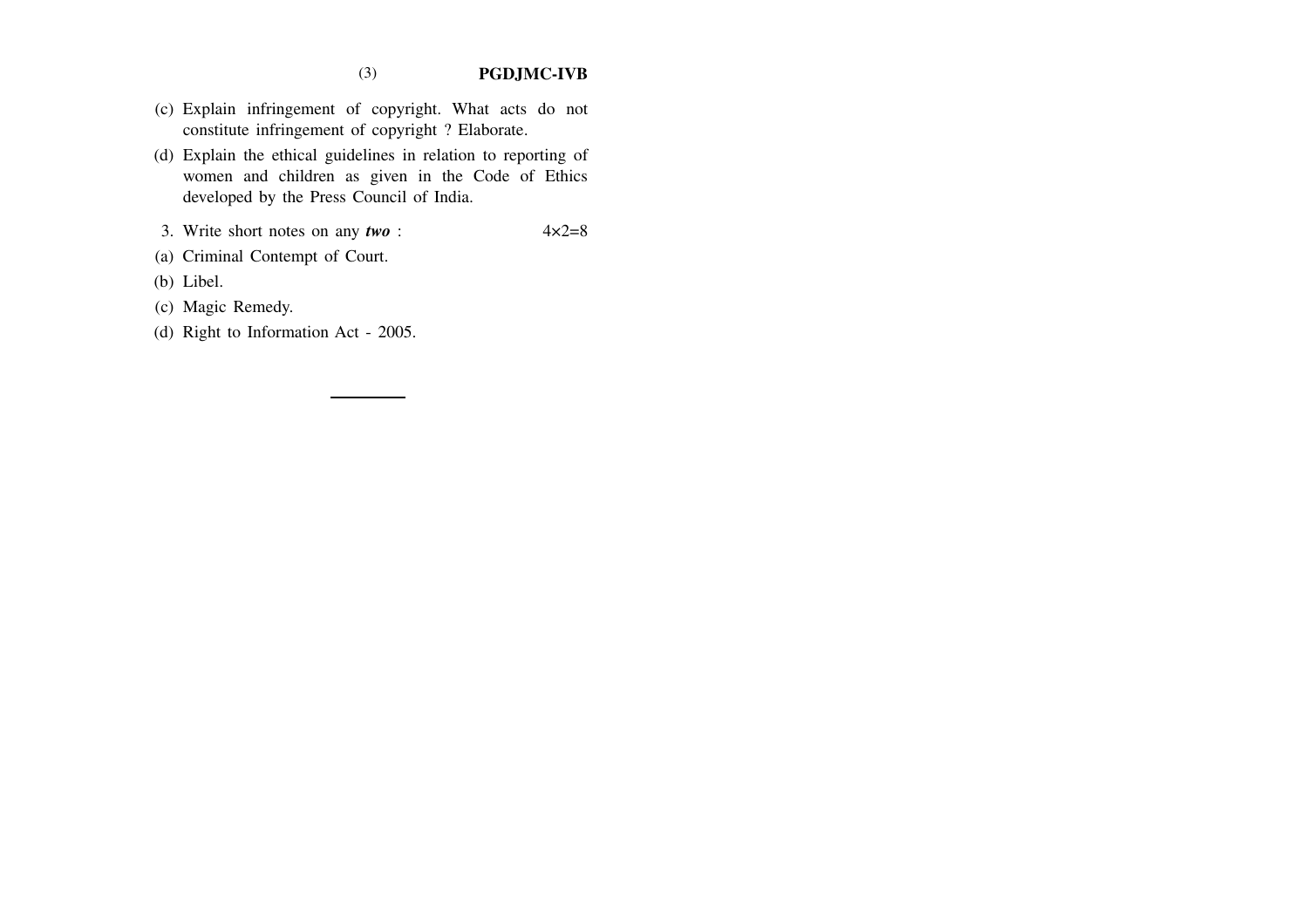(c) Explain infringement of copyright. What acts do not constitute infringement of copyright ? Elaborate.

(d) Explain the ethical guidelines in relation to reporting of women and children as given in the Code of Ethics developed by the Press Council of India.

3. Write short notes on any ***two*** : 4×2=8

(a) Criminal Contempt of Court.

(b) Libel.

(c) Magic Remedy.

(d) Right to Information Act - 2005.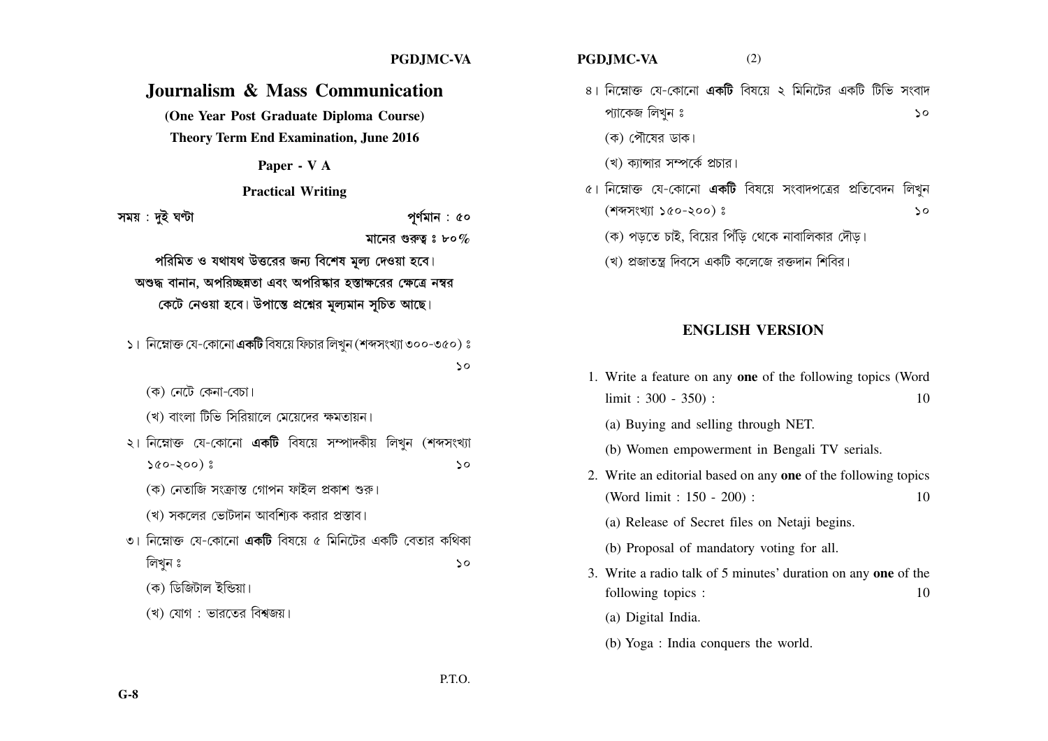# Journalism & Mass Communication

**(One Year Post Graduate Diploma Course)**

**Theory Term End Examination, June 2016**

**Paper - V A**

**Practical Writing**

সময় : দুই ঘণ্টা — পূর্ণমান : ৫০

মানের গুরুত্ব ঃ ৮০%

**পরিমিত ও যথাযথ উত্তরের জন্য বিশেষ মূল্য দেওয়া হবে। অশুদ্ধ বানান, অপরিচ্ছন্নতা এবং অপরিষ্কার হস্তাক্ষরের ক্ষেত্রে নম্বর কেটে নেওয়া হবে। উপান্তে প্রশ্নের মূল্যমান সূচিত আছে।**

১। নিম্নোক্ত যে-কোনো **একটি** বিষয়ে ফিচার লিখুন (শব্দসংখ্যা ৩০০-৩৫০) ঃ ১০

(ক) নেটে কেনা-বেচা।

(খ) বাংলা টিভি সিরিয়ালে মেয়েদের ক্ষমতায়ন।

২। নিম্নোক্ত যে-কোনো **একটি** বিষয়ে সম্পাদকীয় লিখুন (শব্দসংখ্যা ১৫০-২০০) ঃ ১০

(ক) নেতাজি সংক্রান্ত গোপন ফাইল প্রকাশ শুরু।

(খ) সকলের ভোটদান আবশ্যিক করার প্রস্তাব।

৩। নিম্নোক্ত যে-কোনো **একটি** বিষয়ে ৫ মিনিটের একটি বেতার কথিকা লিখুন ঃ ১০

(ক) ডিজিটাল ইন্ডিয়া।

(খ) যোগ : ভারতের বিশ্বজয়।

৪। নিম্নোক্ত যে-কোনো **একটি** বিষয়ে ২ মিনিটের একটি টিভি সংবাদ প্যাকেজ লিখুন ঃ ১০

(ক) পৌষের ডাক।

(খ) ক্যান্সার সম্পর্কে প্রচার।

৫। নিম্নোক্ত যে-কোনো **একটি** বিষয়ে সংবাদপত্রের প্রতিবেদন লিখুন (শব্দসংখ্যা ১৫০-২০০) ঃ ১০

(ক) পড়তে চাই, বিয়ের পিঁড়ি থেকে নাবালিকার দৌড়।

(খ) প্রজাতন্ত্র দিবসে একটি কলেজে রক্তদান শিবির।

## ENGLISH VERSION

1. Write a feature on any **one** of the following topics (Word limit : 300 - 350) : 10

   (a) Buying and selling through NET.

   (b) Women empowerment in Bengali TV serials.

2. Write an editorial based on any **one** of the following topics (Word limit : 150 - 200) : 10

   (a) Release of Secret files on Netaji begins.

   (b) Proposal of mandatory voting for all.

3. Write a radio talk of 5 minutes' duration on any **one** of the following topics : 10

   (a) Digital India.

   (b) Yoga : India conquers the world.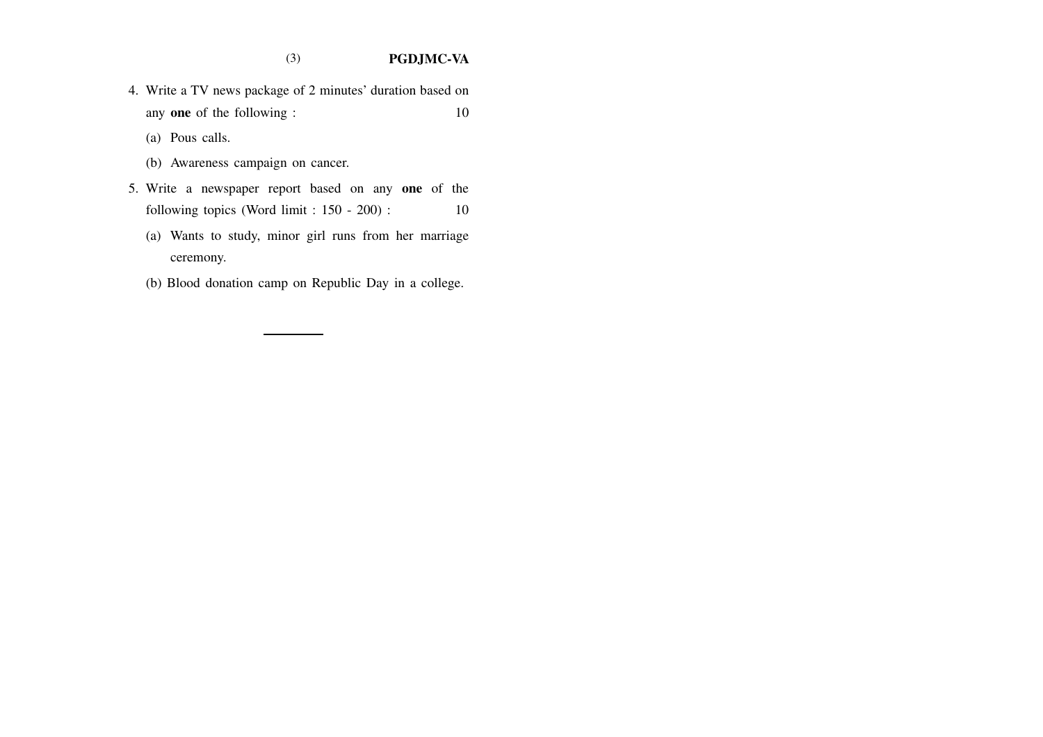4. Write a TV news package of 2 minutes' duration based on any **one** of the following : 10

   (a) Pous calls.

   (b) Awareness campaign on cancer.

5. Write a newspaper report based on any **one** of the following topics (Word limit : 150 - 200) : 10

   (a) Wants to study, minor girl runs from her marriage ceremony.

   (b) Blood donation camp on Republic Day in a college.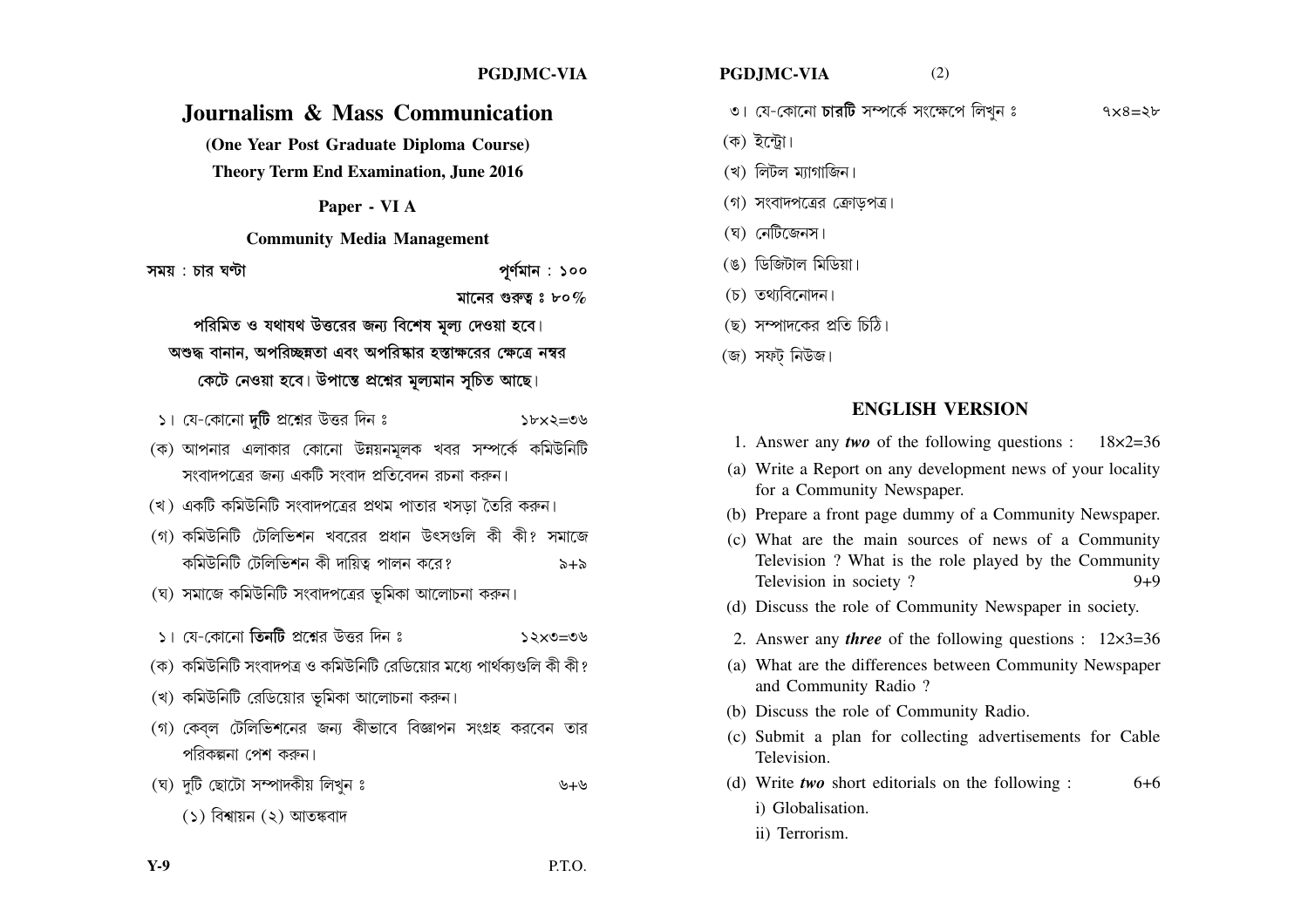# Journalism & Mass Communication

**(One Year Post Graduate Diploma Course)**

**Theory Term End Examination, June 2016**

**Paper - VI A**

**Community Media Management**

সময় : চার ঘণ্টা　　　　　　　　　　　　পূর্ণমান : ১০০

মানের গুরুত্ব ঃ ৮০%

**পরিমিত ও যথাযথ উত্তরের জন্য বিশেষ মূল্য দেওয়া হবে। অশুদ্ধ বানান, অপরিচ্ছন্নতা এবং অপরিষ্কার হস্তাক্ষরের ক্ষেত্রে নম্বর কেটে নেওয়া হবে। উপান্তে প্রশ্নের মূল্যমান সূচিত আছে।**

১। যে-কোনো **দুটি** প্রশ্নের উত্তর দিন ঃ　　　　১৮×২=৩৬

(ক) আপনার এলাকার কোনো উন্নয়নমূলক খবর সম্পর্কে কমিউনিটি সংবাদপত্রের জন্য একটি সংবাদ প্রতিবেদন রচনা করুন।

(খ) একটি কমিউনিটি সংবাদপত্রের প্রথম পাতার খসড়া তৈরি করুন।

(গ) কমিউনিটি টেলিভিশন খবরের প্রধান উৎসগুলি কী কী? সমাজে কমিউনিটি টেলিভিশন কী দায়িত্ব পালন করে?　　　　৯+৯

(ঘ) সমাজে কমিউনিটি সংবাদপত্রের ভূমিকা আলোচনা করুন।

১। যে-কোনো **তিনটি** প্রশ্নের উত্তর দিন ঃ　　　　১২×৩=৩৬

(ক) কমিউনিটি সংবাদপত্র ও কমিউনিটি রেডিয়োর মধ্যে পার্থক্যগুলি কী কী?

(খ) কমিউনিটি রেডিয়োর ভূমিকা আলোচনা করুন।

(গ) কেব্‌ল টেলিভিশনের জন্য কীভাবে বিজ্ঞাপন সংগ্রহ করবেন তার পরিকল্পনা পেশ করুন।

(ঘ) দুটি ছোটো সম্পাদকীয় লিখুন ঃ　　　　৬+৬

(১) বিশ্বায়ন (২) আতঙ্কবাদ

৩। যে-কোনো **চারটি** সম্পর্কে সংক্ষেপে লিখুন ঃ　　　　৭×৪=২৮

(ক) ইন্ট্রো।

(খ) লিটল ম্যাগাজিন।

(গ) সংবাদপত্রের ক্রোড়পত্র।

(ঘ) নেটিজেনস।

(ঙ) ডিজিটাল মিডিয়া।

(চ) তথ্যবিনোদন।

(ছ) সম্পাদকের প্রতি চিঠি।

(জ) সফট্ নিউজ।

## ENGLISH VERSION

1. Answer any ***two*** of the following questions :　　18×2=36

(a) Write a Report on any development news of your locality for a Community Newspaper.

(b) Prepare a front page dummy of a Community Newspaper.

(c) What are the main sources of news of a Community Television ? What is the role played by the Community Television in society ?　　9+9

(d) Discuss the role of Community Newspaper in society.

2. Answer any ***three*** of the following questions :　12×3=36

(a) What are the differences between Community Newspaper and Community Radio ?

(b) Discuss the role of Community Radio.

(c) Submit a plan for collecting advertisements for Cable Television.

(d) Write ***two*** short editorials on the following :　　6+6

i) Globalisation.

ii) Terrorism.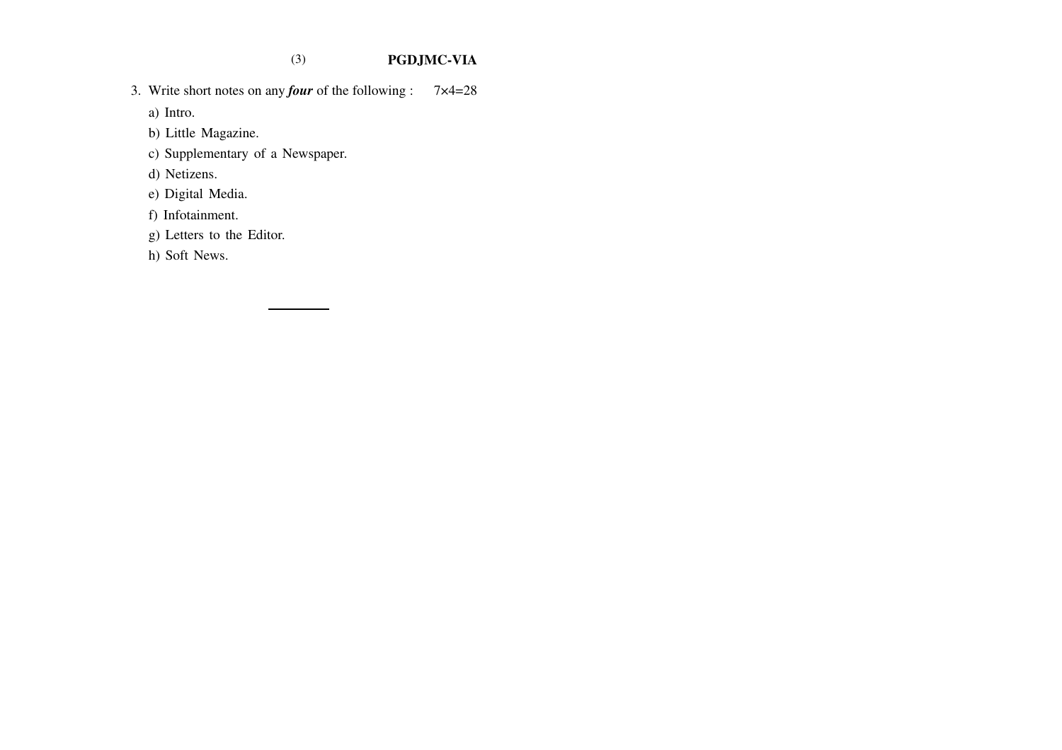3. Write short notes on any ***four*** of the following : 7×4=28

a) Intro.

b) Little Magazine.

c) Supplementary of a Newspaper.

d) Netizens.

e) Digital Media.

f) Infotainment.

g) Letters to the Editor.

h) Soft News.

---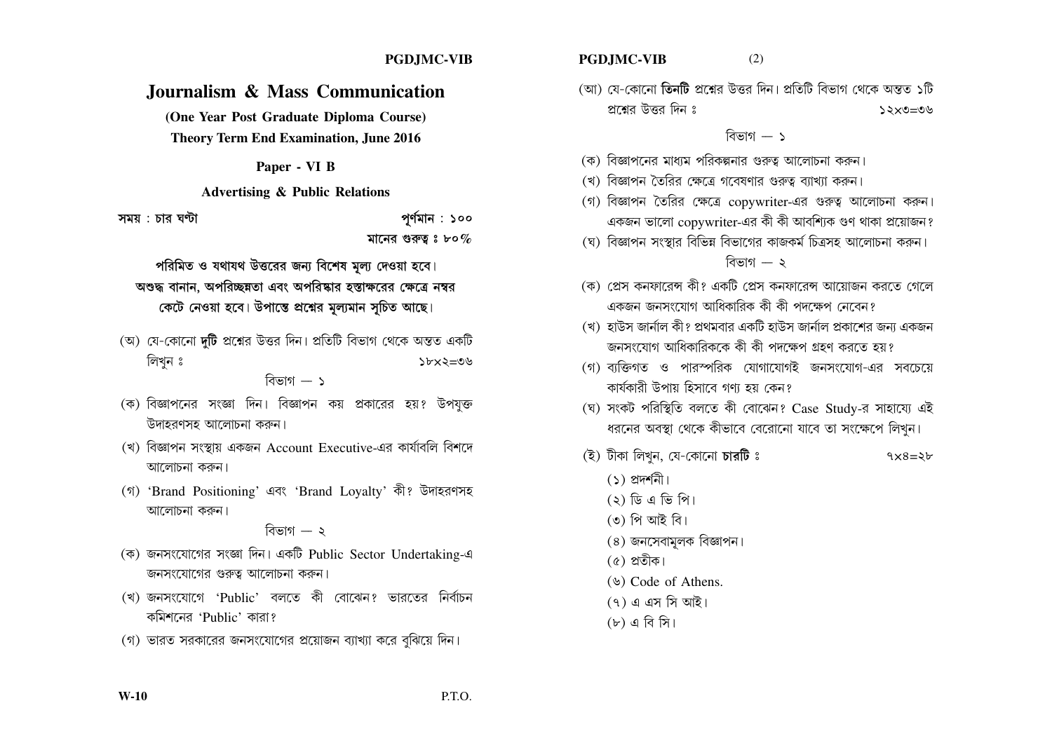# Journalism & Mass Communication

**(One Year Post Graduate Diploma Course)**

**Theory Term End Examination, June 2016**

**Paper - VI B**

**Advertising & Public Relations**

সময় : চার ঘন্টা পূর্ণমান : ১০০

মানের গুরুত্ব : ৮০%

**পরিমিত ও যথাযথ উত্তরের জন্য বিশেষ মূল্য দেওয়া হবে।**
**অশুদ্ধ বানান, অপরিচ্ছন্নতা এবং অপরিষ্কার হস্তাক্ষরের ক্ষেত্রে নম্বর কেটে নেওয়া হবে। উপান্তে প্রশ্নের মূল্যমান সূচিত আছে।**

(অ) যে-কোনো **দুটি** প্রশ্নের উত্তর দিন। প্রতিটি বিভাগ থেকে অন্তত একটি লিখুন : ১৮×২=৩৬

বিভাগ — ১

(ক) বিজ্ঞাপনের সংজ্ঞা দিন। বিজ্ঞাপন কয় প্রকারের হয়? উপযুক্ত উদাহরণসহ আলোচনা করুন।

(খ) বিজ্ঞাপন সংস্থায় একজন Account Executive-এর কার্যাবলি বিশদে আলোচনা করুন।

(গ) 'Brand Positioning' এবং 'Brand Loyalty' কী? উদাহরণসহ আলোচনা করুন।

বিভাগ — ২

(ক) জনসংযোগের সংজ্ঞা দিন। একটি Public Sector Undertaking-এ জনসংযোগের গুরুত্ব আলোচনা করুন।

(খ) জনসংযোগে 'Public' বলতে কী বোঝেন? ভারতের নির্বাচন কমিশনের 'Public' কারা?

(গ) ভারত সরকারের জনসংযোগের প্রয়োজন ব্যাখ্যা করে বুঝিয়ে দিন।

(আ) যে-কোনো **তিনটি** প্রশ্নের উত্তর দিন। প্রতিটি বিভাগ থেকে অন্তত ১টি প্রশ্নের উত্তর দিন : ১২×৩=৩৬

বিভাগ — ১

(ক) বিজ্ঞাপনের মাধ্যম পরিকল্পনার গুরুত্ব আলোচনা করুন।

(খ) বিজ্ঞাপন তৈরির ক্ষেত্রে গবেষণার গুরুত্ব ব্যাখ্যা করুন।

(গ) বিজ্ঞাপন তৈরির ক্ষেত্রে copywriter-এর গুরুত্ব আলোচনা করুন। একজন ভালো copywriter-এর কী কী আবশ্যিক গুণ থাকা প্রয়োজন?

(ঘ) বিজ্ঞাপন সংস্থার বিভিন্ন বিভাগের কাজকর্ম চিত্রসহ আলোচনা করুন।

বিভাগ — ২

(ক) প্রেস কনফারেন্স কী? একটি প্রেস কনফারেন্স আয়োজন করতে গেলে একজন জনসংযোগ আধিকারিক কী কী পদক্ষেপ নেবেন?

(খ) হাউস জার্নাল কী? প্রথমবার একটি হাউস জার্নাল প্রকাশের জন্য একজন জনসংযোগ আধিকারিককে কী কী পদক্ষেপ গ্রহণ করতে হয়?

(গ) ব্যক্তিগত ও পারস্পরিক যোগাযোগই জনসংযোগ-এর সবচেয়ে কার্যকারী উপায় হিসাবে গণ্য হয় কেন?

(ঘ) সংকট পরিস্থিতি বলতে কী বোঝেন? Case Study-র সাহায্যে এই ধরনের অবস্থা থেকে কীভাবে বেরোনো যাবে তা সংক্ষেপে লিখুন।

(ই) টীকা লিখুন, যে-কোনো **চারটি** : ৭×৪=২৮

(১) প্রদর্শনী।

(২) ডি এ ভি পি।

(৩) পি আই বি।

(৪) জনসেবামূলক বিজ্ঞাপন।

(৫) প্রতীক।

(৬) Code of Athens.

(৭) এ এস সি আই।

(৮) এ বি সি।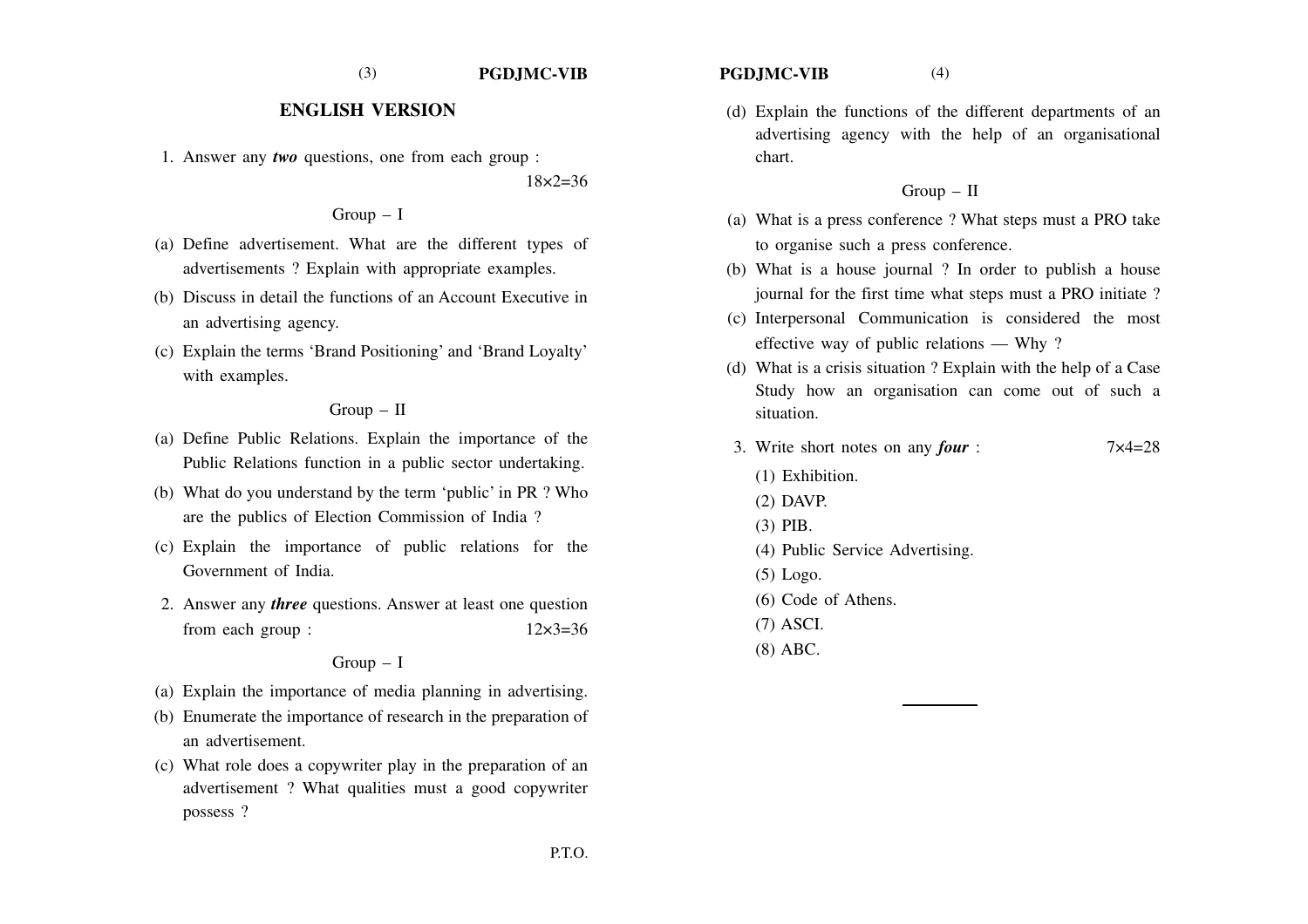## ENGLISH VERSION

1. Answer any ***two*** questions, one from each group : 18×2=36

### Group – I

(a) Define advertisement. What are the different types of advertisements ? Explain with appropriate examples.

(b) Discuss in detail the functions of an Account Executive in an advertising agency.

(c) Explain the terms 'Brand Positioning' and 'Brand Loyalty' with examples.

### Group – II

(a) Define Public Relations. Explain the importance of the Public Relations function in a public sector undertaking.

(b) What do you understand by the term 'public' in PR ? Who are the publics of Election Commission of India ?

(c) Explain the importance of public relations for the Government of India.

2. Answer any ***three*** questions. Answer at least one question from each group : 12×3=36

### Group – I

(a) Explain the importance of media planning in advertising.

(b) Enumerate the importance of research in the preparation of an advertisement.

(c) What role does a copywriter play in the preparation of an advertisement ? What qualities must a good copywriter possess ?

(d) Explain the functions of the different departments of an advertising agency with the help of an organisational chart.

### Group – II

(a) What is a press conference ? What steps must a PRO take to organise such a press conference.

(b) What is a house journal ? In order to publish a house journal for the first time what steps must a PRO initiate ?

(c) Interpersonal Communication is considered the most effective way of public relations — Why ?

(d) What is a crisis situation ? Explain with the help of a Case Study how an organisation can come out of such a situation.

3. Write short notes on any ***four*** : 7×4=28

(1) Exhibition.

(2) DAVP.

(3) PIB.

(4) Public Service Advertising.

(5) Logo.

(6) Code of Athens.

(7) ASCI.

(8) ABC.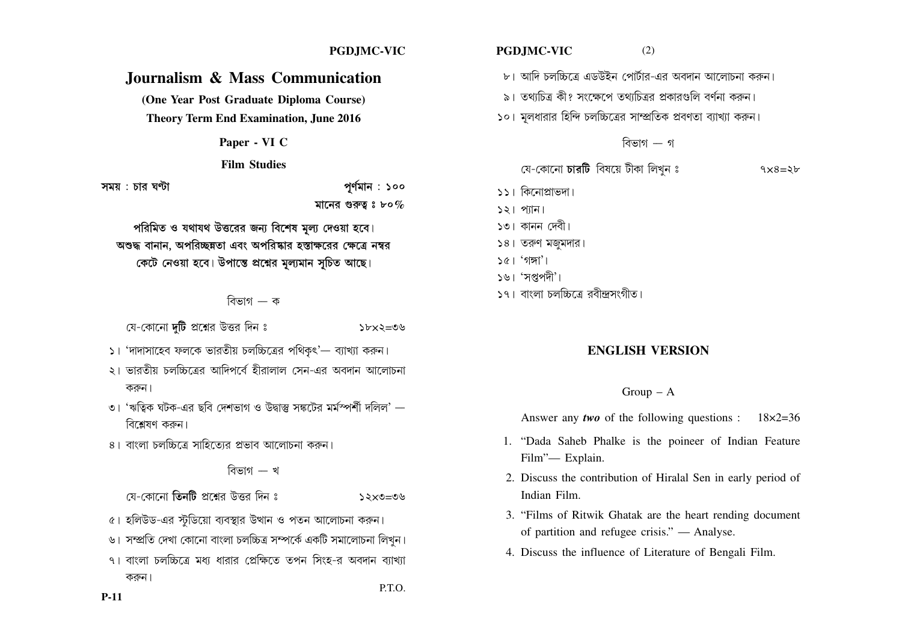# Journalism & Mass Communication

**(One Year Post Graduate Diploma Course)**

**Theory Term End Examination, June 2016**

**Paper - VI C**

**Film Studies**

সময় : চার ঘণ্টা পূর্ণমান : ১০০

মানের গুরুত্ব ঃ ৮০%

**পরিমিত ও যথাযথ উত্তরের জন্য বিশেষ মূল্য দেওয়া হবে। অশুদ্ধ বানান, অপরিচ্ছন্নতা এবং অপরিষ্কার হস্তাক্ষরের ক্ষেত্রে নম্বর কেটে নেওয়া হবে। উপান্তে প্রশ্নের মূল্যমান সূচিত আছে।**

## বিভাগ — ক

যে-কোনো **দুটি** প্রশ্নের উত্তর দিন ঃ ১৮×২=৩৬

১। 'দাদাসাহেব ফলকে ভারতীয় চলচ্চিত্রের পথিকৃৎ'— ব্যাখ্যা করুন।

২। ভারতীয় চলচ্চিত্রের আদিপর্বে হীরালাল সেন-এর অবদান আলোচনা করুন।

৩। 'ঋত্বিক ঘটক-এর ছবি দেশভাগ ও উদ্বাস্তু সঙ্কটের মর্মস্পর্শী দলিল' — বিশ্লেষণ করুন।

৪। বাংলা চলচ্চিত্রে সাহিত্যের প্রভাব আলোচনা করুন।

## বিভাগ — খ

যে-কোনো **তিনটি** প্রশ্নের উত্তর দিন ঃ ১২×৩=৩৬

৫। হলিউড-এর স্টুডিয়ো ব্যবস্থার উত্থান ও পতন আলোচনা করুন।

৬। সম্প্রতি দেখা কোনো বাংলা চলচ্চিত্র সম্পর্কে একটি সমালোচনা লিখুন।

৭। বাংলা চলচ্চিত্রে মধ্য ধারার প্রেক্ষিতে তপন সিংহ-র অবদান ব্যাখ্যা করুন।

৮। আদি চলচ্চিত্রে এডউইন পোর্টার-এর অবদান আলোচনা করুন।

৯। তথ্যচিত্র কী? সংক্ষেপে তথ্যচিত্রর প্রকারগুলি বর্ণনা করুন।

১০। মূলধারার হিন্দি চলচ্চিত্রের সাম্প্রতিক প্রবণতা ব্যাখ্যা করুন।

## বিভাগ — গ

যে-কোনো **চারটি** বিষয়ে টীকা লিখুন ঃ ৭×৪=২৮

১১। কিনোপ্রাভদা।

১২। প্যান।

১৩। কানন দেবী।

১৪। তরুণ মজুমদার।

১৫। 'গঙ্গা'।

১৬। 'সপ্তপদী'।

১৭। বাংলা চলচ্চিত্রে রবীন্দ্রসংগীত।

## ENGLISH VERSION

### Group – A

Answer any ***two*** of the following questions : 18×2=36

1. "Dada Saheb Phalke is the poineer of Indian Feature Film"— Explain.
2. Discuss the contribution of Hiralal Sen in early period of Indian Film.
3. "Films of Ritwik Ghatak are the heart rending document of partition and refugee crisis." — Analyse.
4. Discuss the influence of Literature of Bengali Film.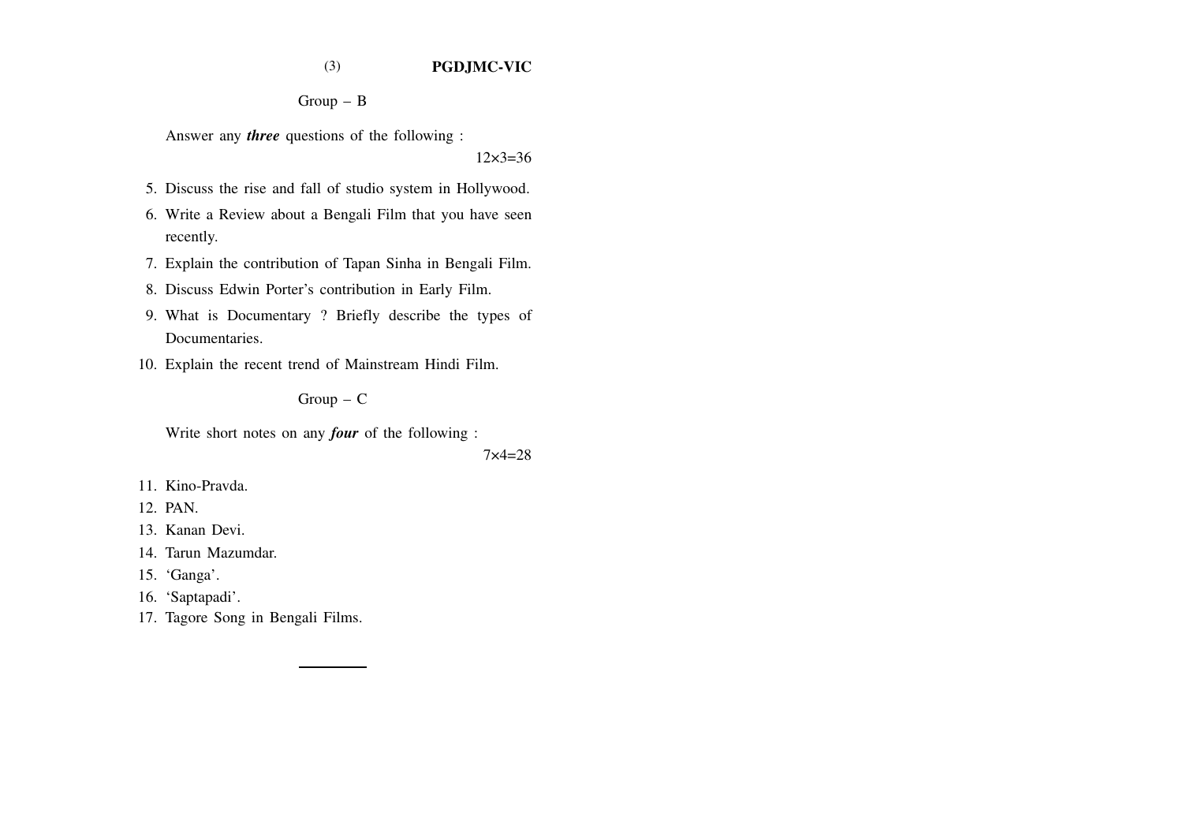## Group – B

Answer any ***three*** questions of the following :

12×3=36

5. Discuss the rise and fall of studio system in Hollywood.
6. Write a Review about a Bengali Film that you have seen recently.
7. Explain the contribution of Tapan Sinha in Bengali Film.
8. Discuss Edwin Porter's contribution in Early Film.
9. What is Documentary ? Briefly describe the types of Documentaries.
10. Explain the recent trend of Mainstream Hindi Film.

## Group – C

Write short notes on any ***four*** of the following :

7×4=28

11. Kino-Pravda.
12. PAN.
13. Kanan Devi.
14. Tarun Mazumdar.
15. 'Ganga'.
16. 'Saptapadi'.
17. Tagore Song in Bengali Films.